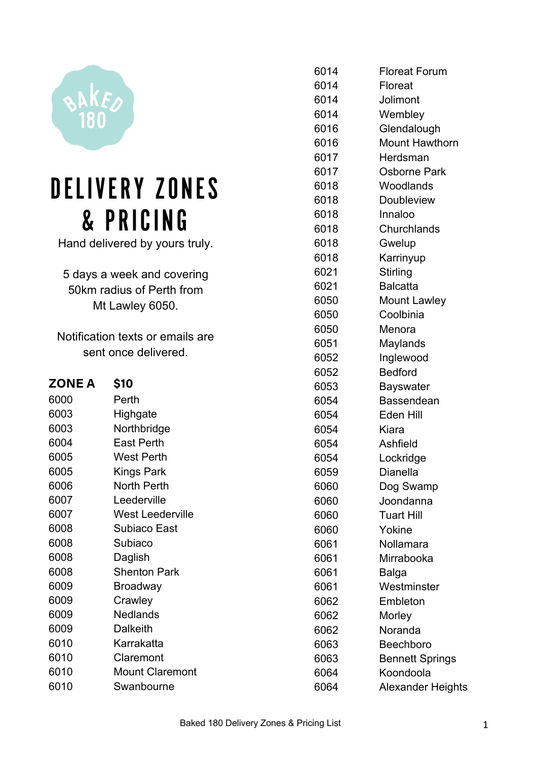# DELIVERY ZONES & PRICING

Hand delivered by yours truly.

5 days a week and covering 50km radius of Perth from Mt Lawley 6050.

Notification texts or emails are sent once delivered.

| ZONE A | $10 |
|---|---|
| 6000 | Perth |
| 6003 | Highgate |
| 6003 | Northbridge |
| 6004 | East Perth |
| 6005 | West Perth |
| 6005 | Kings Park |
| 6006 | North Perth |
| 6007 | Leederville |
| 6007 | West Leederville |
| 6008 | Subiaco East |
| 6008 | Subiaco |
| 6008 | Daglish |
| 6008 | Shenton Park |
| 6009 | Broadway |
| 6009 | Crawley |
| 6009 | Nedlands |
| 6009 | Dalkeith |
| 6010 | Karrakatta |
| 6010 | Claremont |
| 6010 | Mount Claremont |
| 6010 | Swanbourne |
| 6014 | Floreat Forum |
| 6014 | Floreat |
| 6014 | Jolimont |
| 6014 | Wembley |
| 6016 | Glendalough |
| 6016 | Mount Hawthorn |
| 6017 | Herdsman |
| 6017 | Osborne Park |
| 6018 | Woodlands |
| 6018 | Doubleview |
| 6018 | Innaloo |
| 6018 | Churchlands |
| 6018 | Gwelup |
| 6018 | Karrinyup |
| 6021 | Stirling |
| 6021 | Balcatta |
| 6050 | Mount Lawley |
| 6050 | Coolbinia |
| 6050 | Menora |
| 6051 | Maylands |
| 6052 | Inglewood |
| 6052 | Bedford |
| 6053 | Bayswater |
| 6054 | Bassendean |
| 6054 | Eden Hill |
| 6054 | Kiara |
| 6054 | Ashfield |
| 6054 | Lockridge |
| 6059 | Dianella |
| 6060 | Dog Swamp |
| 6060 | Joondanna |
| 6060 | Tuart Hill |
| 6060 | Yokine |
| 6061 | Nollamara |
| 6061 | Mirrabooka |
| 6061 | Balga |
| 6061 | Westminster |
| 6062 | Embleton |
| 6062 | Morley |
| 6062 | Noranda |
| 6063 | Beechboro |
| 6063 | Bennett Springs |
| 6064 | Koondoola |
| 6064 | Alexander Heights |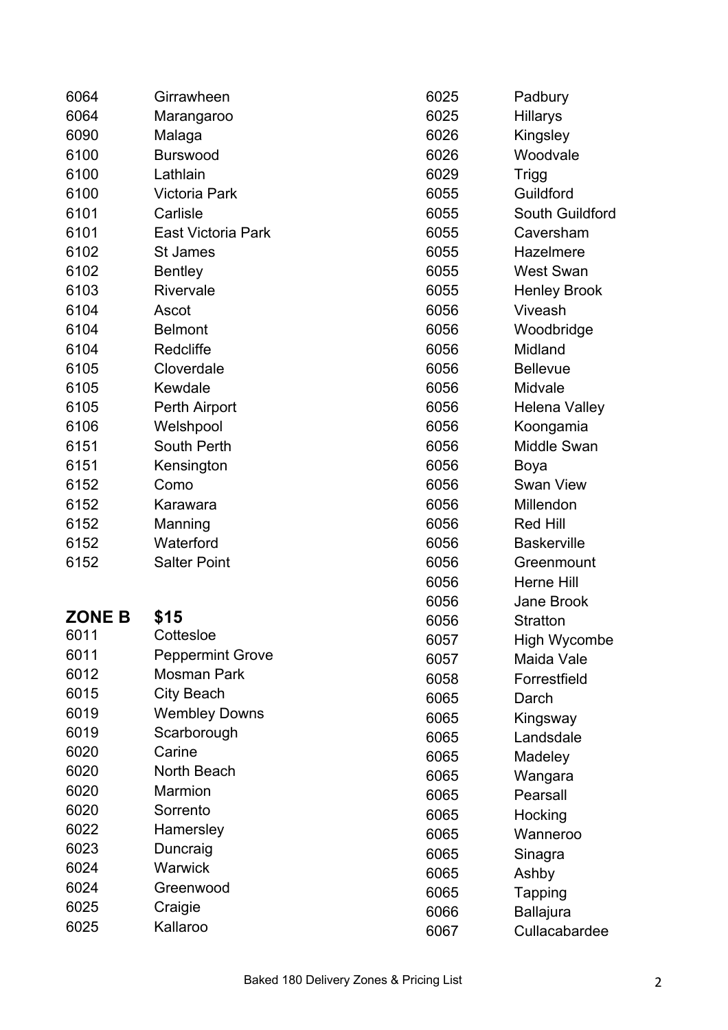| | |
|---|---|
| 6064 | Girrawheen |
| 6064 | Marangaroo |
| 6090 | Malaga |
| 6100 | Burswood |
| 6100 | Lathlain |
| 6100 | Victoria Park |
| 6101 | Carlisle |
| 6101 | East Victoria Park |
| 6102 | St James |
| 6102 | Bentley |
| 6103 | Rivervale |
| 6104 | Ascot |
| 6104 | Belmont |
| 6104 | Redcliffe |
| 6105 | Cloverdale |
| 6105 | Kewdale |
| 6105 | Perth Airport |
| 6106 | Welshpool |
| 6151 | South Perth |
| 6151 | Kensington |
| 6152 | Como |
| 6152 | Karawara |
| 6152 | Manning |
| 6152 | Waterford |
| 6152 | Salter Point |

## ZONE B $15

| | |
|---|---|
| 6011 | Cottesloe |
| 6011 | Peppermint Grove |
| 6012 | Mosman Park |
| 6015 | City Beach |
| 6019 | Wembley Downs |
| 6019 | Scarborough |
| 6020 | Carine |
| 6020 | North Beach |
| 6020 | Marmion |
| 6020 | Sorrento |
| 6022 | Hamersley |
| 6023 | Duncraig |
| 6024 | Warwick |
| 6024 | Greenwood |
| 6025 | Craigie |
| 6025 | Kallaroo |
| 6025 | Padbury |
| 6025 | Hillarys |
| 6026 | Kingsley |
| 6026 | Woodvale |
| 6029 | Trigg |
| 6055 | Guildford |
| 6055 | South Guildford |
| 6055 | Caversham |
| 6055 | Hazelmere |
| 6055 | West Swan |
| 6055 | Henley Brook |
| 6056 | Viveash |
| 6056 | Woodbridge |
| 6056 | Midland |
| 6056 | Bellevue |
| 6056 | Midvale |
| 6056 | Helena Valley |
| 6056 | Koongamia |
| 6056 | Middle Swan |
| 6056 | Boya |
| 6056 | Swan View |
| 6056 | Millendon |
| 6056 | Red Hill |
| 6056 | Baskerville |
| 6056 | Greenmount |
| 6056 | Herne Hill |
| 6056 | Jane Brook |
| 6056 | Stratton |
| 6057 | High Wycombe |
| 6057 | Maida Vale |
| 6058 | Forrestfield |
| 6065 | Darch |
| 6065 | Kingsway |
| 6065 | Landsdale |
| 6065 | Madeley |
| 6065 | Wangara |
| 6065 | Pearsall |
| 6065 | Hocking |
| 6065 | Wanneroo |
| 6065 | Sinagra |
| 6065 | Ashby |
| 6065 | Tapping |
| 6066 | Ballajura |
| 6067 | Cullacabardee |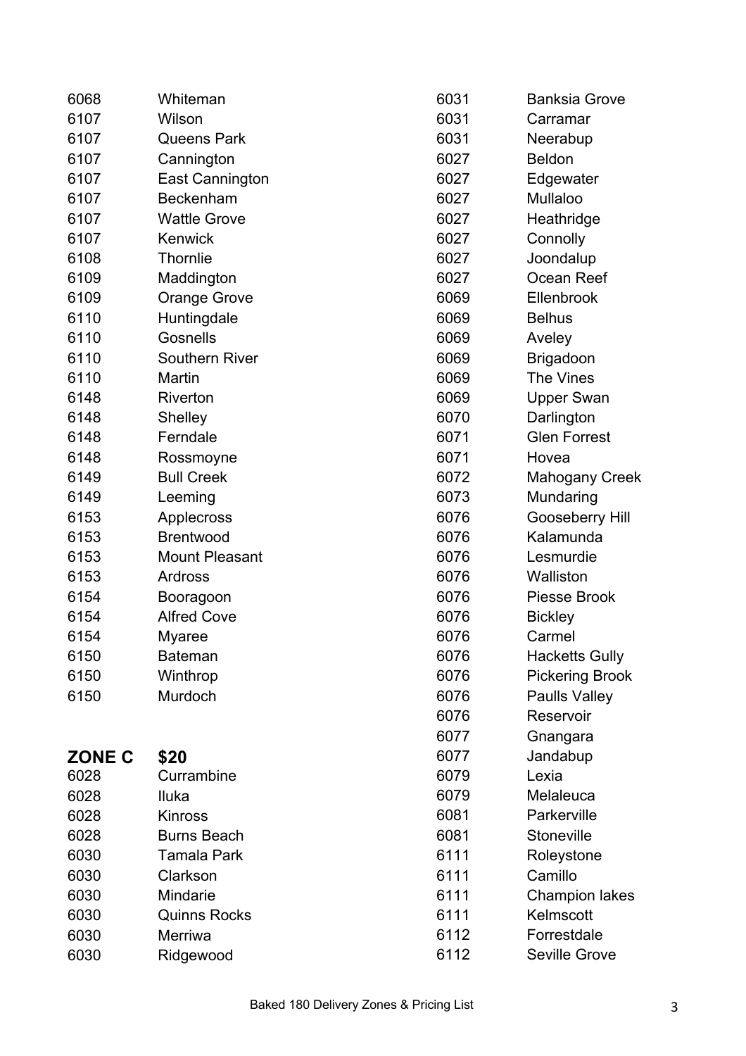| | |
|---|---|
| 6068 | Whiteman |
| 6107 | Wilson |
| 6107 | Queens Park |
| 6107 | Cannington |
| 6107 | East Cannington |
| 6107 | Beckenham |
| 6107 | Wattle Grove |
| 6107 | Kenwick |
| 6108 | Thornlie |
| 6109 | Maddington |
| 6109 | Orange Grove |
| 6110 | Huntingdale |
| 6110 | Gosnells |
| 6110 | Southern River |
| 6110 | Martin |
| 6148 | Riverton |
| 6148 | Shelley |
| 6148 | Ferndale |
| 6148 | Rossmoyne |
| 6149 | Bull Creek |
| 6149 | Leeming |
| 6153 | Applecross |
| 6153 | Brentwood |
| 6153 | Mount Pleasant |
| 6153 | Ardross |
| 6154 | Booragoon |
| 6154 | Alfred Cove |
| 6154 | Myaree |
| 6150 | Bateman |
| 6150 | Winthrop |
| 6150 | Murdoch |

## ZONE C $20

| | |
|---|---|
| 6028 | Currambine |
| 6028 | Iluka |
| 6028 | Kinross |
| 6028 | Burns Beach |
| 6030 | Tamala Park |
| 6030 | Clarkson |
| 6030 | Mindarie |
| 6030 | Quinns Rocks |
| 6030 | Merriwa |
| 6030 | Ridgewood |
| 6031 | Banksia Grove |
| 6031 | Carramar |
| 6031 | Neerabup |
| 6027 | Beldon |
| 6027 | Edgewater |
| 6027 | Mullaloo |
| 6027 | Heathridge |
| 6027 | Connolly |
| 6027 | Joondalup |
| 6027 | Ocean Reef |
| 6069 | Ellenbrook |
| 6069 | Belhus |
| 6069 | Aveley |
| 6069 | Brigadoon |
| 6069 | The Vines |
| 6069 | Upper Swan |
| 6070 | Darlington |
| 6071 | Glen Forrest |
| 6071 | Hovea |
| 6072 | Mahogany Creek |
| 6073 | Mundaring |
| 6076 | Gooseberry Hill |
| 6076 | Kalamunda |
| 6076 | Lesmurdie |
| 6076 | Walliston |
| 6076 | Piesse Brook |
| 6076 | Bickley |
| 6076 | Carmel |
| 6076 | Hacketts Gully |
| 6076 | Pickering Brook |
| 6076 | Paulls Valley |
| 6076 | Reservoir |
| 6077 | Gnangara |
| 6077 | Jandabup |
| 6079 | Lexia |
| 6079 | Melaleuca |
| 6081 | Parkerville |
| 6081 | Stoneville |
| 6111 | Roleystone |
| 6111 | Camillo |
| 6111 | Champion lakes |
| 6111 | Kelmscott |
| 6112 | Forrestdale |
| 6112 | Seville Grove |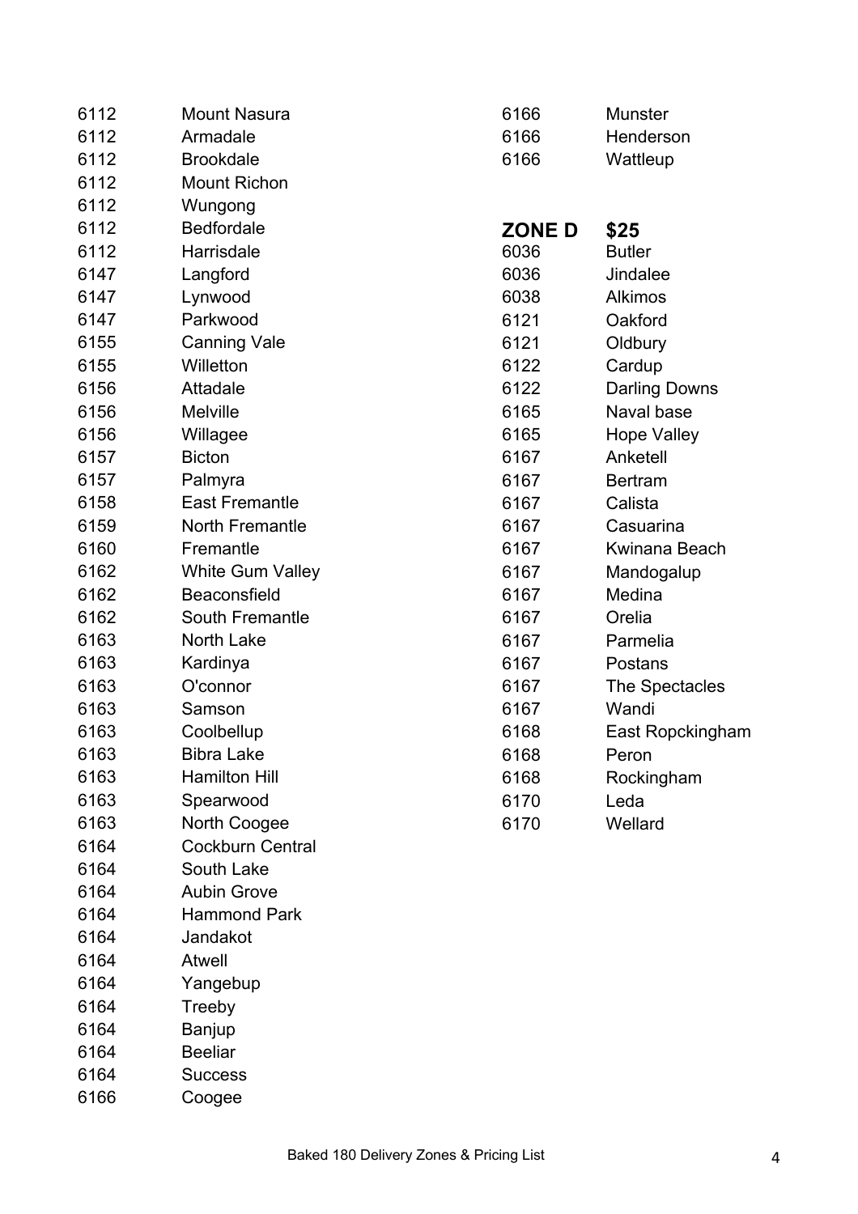| | |
|---|---|
| 6112 | Mount Nasura |
| 6112 | Armadale |
| 6112 | Brookdale |
| 6112 | Mount Richon |
| 6112 | Wungong |
| 6112 | Bedfordale |
| 6112 | Harrisdale |
| 6147 | Langford |
| 6147 | Lynwood |
| 6147 | Parkwood |
| 6155 | Canning Vale |
| 6155 | Willetton |
| 6156 | Attadale |
| 6156 | Melville |
| 6156 | Willagee |
| 6157 | Bicton |
| 6157 | Palmyra |
| 6158 | East Fremantle |
| 6159 | North Fremantle |
| 6160 | Fremantle |
| 6162 | White Gum Valley |
| 6162 | Beaconsfield |
| 6162 | South Fremantle |
| 6163 | North Lake |
| 6163 | Kardinya |
| 6163 | O'connor |
| 6163 | Samson |
| 6163 | Coolbellup |
| 6163 | Bibra Lake |
| 6163 | Hamilton Hill |
| 6163 | Spearwood |
| 6163 | North Coogee |
| 6164 | Cockburn Central |
| 6164 | South Lake |
| 6164 | Aubin Grove |
| 6164 | Hammond Park |
| 6164 | Jandakot |
| 6164 | Atwell |
| 6164 | Yangebup |
| 6164 | Treeby |
| 6164 | Banjup |
| 6164 | Beeliar |
| 6164 | Success |
| 6166 | Coogee |
| 6166 | Munster |
| 6166 | Henderson |
| 6166 | Wattleup |

| **ZONE D** | **$25** |
|---|---|
| 6036 | Butler |
| 6036 | Jindalee |
| 6038 | Alkimos |
| 6121 | Oakford |
| 6121 | Oldbury |
| 6122 | Cardup |
| 6122 | Darling Downs |
| 6165 | Naval base |
| 6165 | Hope Valley |
| 6167 | Anketell |
| 6167 | Bertram |
| 6167 | Calista |
| 6167 | Casuarina |
| 6167 | Kwinana Beach |
| 6167 | Mandogalup |
| 6167 | Medina |
| 6167 | Orelia |
| 6167 | Parmelia |
| 6167 | Postans |
| 6167 | The Spectacles |
| 6167 | Wandi |
| 6168 | East Ropckingham |
| 6168 | Peron |
| 6168 | Rockingham |
| 6170 | Leda |
| 6170 | Wellard |

Baked 180 Delivery Zones & Pricing List